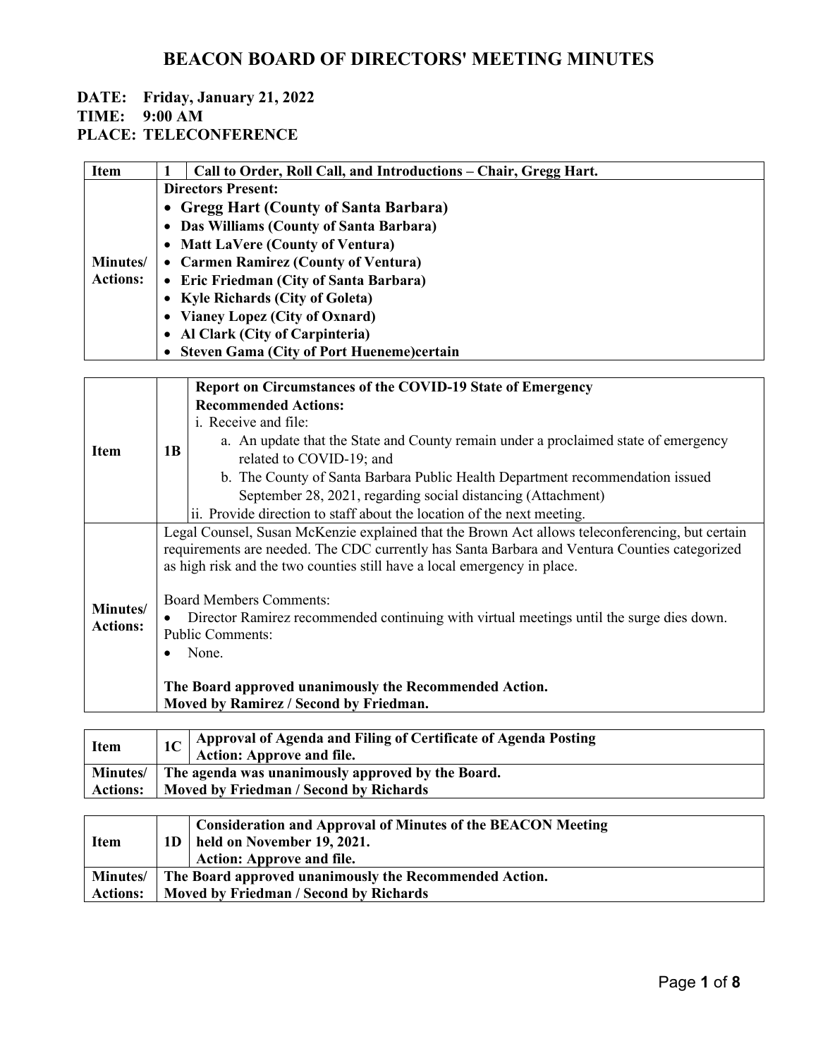# BEACON BOARD OF DIRECTORS' MEETING MINUTES

**DATE: Friday, January 21, 2022**
**TIME: 9:00 AM**
**PLACE: TELECONFERENCE**

| Item | 1 | Call to Order, Roll Call, and Introductions – Chair, Gregg Hart. |
|---|---|---|
| Minutes/ Actions: | **Directors Present:**<br>• **Gregg Hart (County of Santa Barbara)**<br>• **Das Williams (County of Santa Barbara)**<br>• **Matt LaVere (County of Ventura)**<br>• **Carmen Ramirez (County of Ventura)**<br>• **Eric Friedman (City of Santa Barbara)**<br>• **Kyle Richards (City of Goleta)**<br>• **Vianey Lopez (City of Oxnard)**<br>• **Al Clark (City of Carpinteria)**<br>• **Steven Gama (City of Port Hueneme)certain** | |

| Item | 1B | **Report on Circumstances of the COVID-19 State of Emergency**<br>**Recommended Actions:**<br>i. Receive and file:<br>a. An update that the State and County remain under a proclaimed state of emergency related to COVID-19; and<br>b. The County of Santa Barbara Public Health Department recommendation issued September 28, 2021, regarding social distancing (Attachment)<br>ii. Provide direction to staff about the location of the next meeting. |
|---|---|---|
| Minutes/ Actions: | Legal Counsel, Susan McKenzie explained that the Brown Act allows teleconferencing, but certain requirements are needed. The CDC currently has Santa Barbara and Ventura Counties categorized as high risk and the two counties still have a local emergency in place.<br><br>Board Members Comments:<br>• Director Ramirez recommended continuing with virtual meetings until the surge dies down.<br>Public Comments:<br>• None.<br><br>**The Board approved unanimously the Recommended Action.**<br>**Moved by Ramirez / Second by Friedman.** | |

| Item | 1C | **Approval of Agenda and Filing of Certificate of Agenda Posting**<br>**Action: Approve and file.** |
|---|---|---|
| Minutes/ Actions: | **The agenda was unanimously approved by the Board.**<br>**Moved by Friedman / Second by Richards** | |

| Item | 1D | **Consideration and Approval of Minutes of the BEACON Meeting held on November 19, 2021.**<br>**Action: Approve and file.** |
|---|---|---|
| Minutes/ Actions: | **The Board approved unanimously the Recommended Action.**<br>**Moved by Friedman / Second by Richards** | |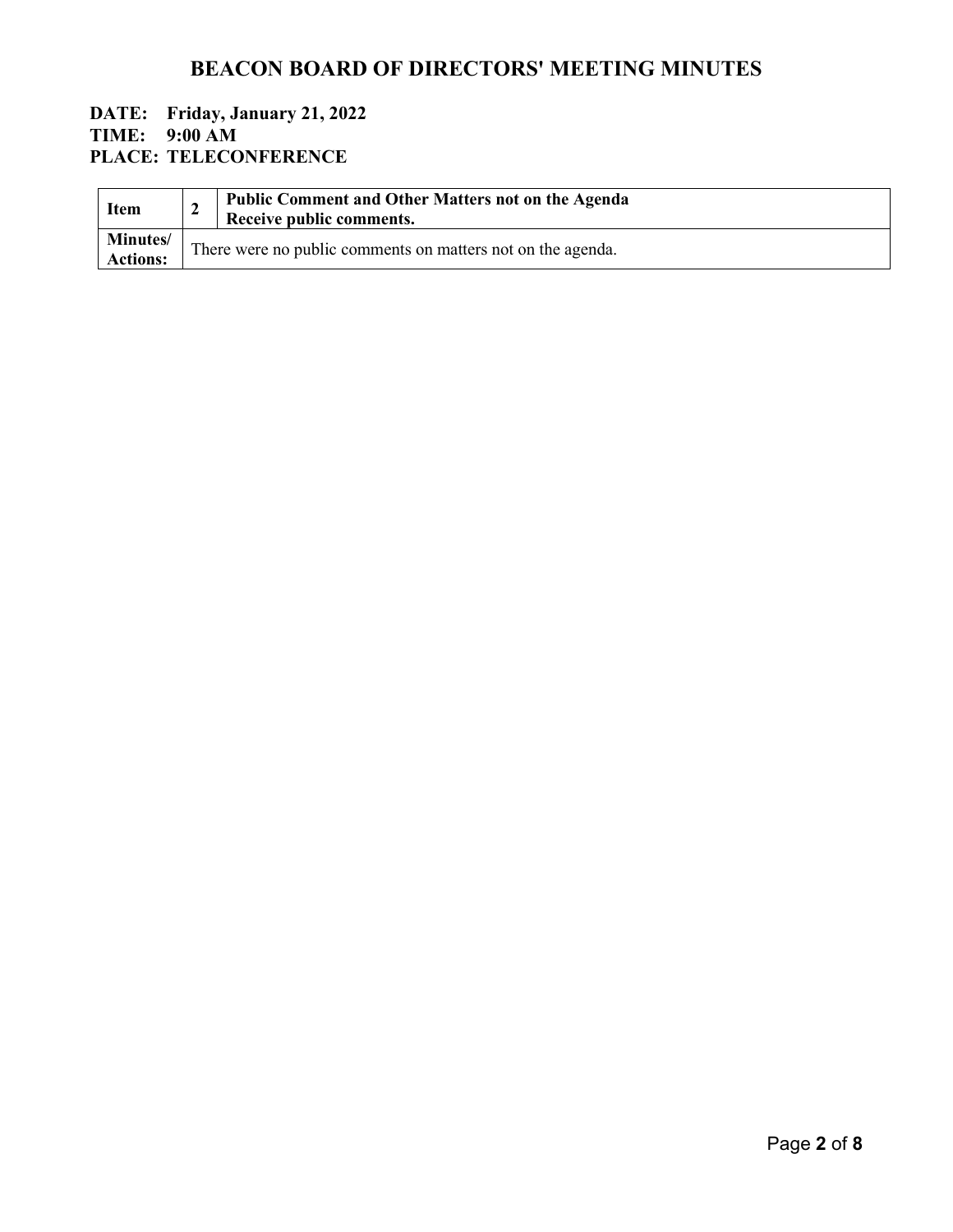# BEACON BOARD OF DIRECTORS' MEETING MINUTES

**DATE: Friday, January 21, 2022**
**TIME: 9:00 AM**
**PLACE: TELECONFERENCE**

| **Item** | **2** | **Public Comment and Other Matters not on the Agenda**<br>**Receive public comments.** |
|---|---|---|
| **Minutes/ Actions:** | There were no public comments on matters not on the agenda. | |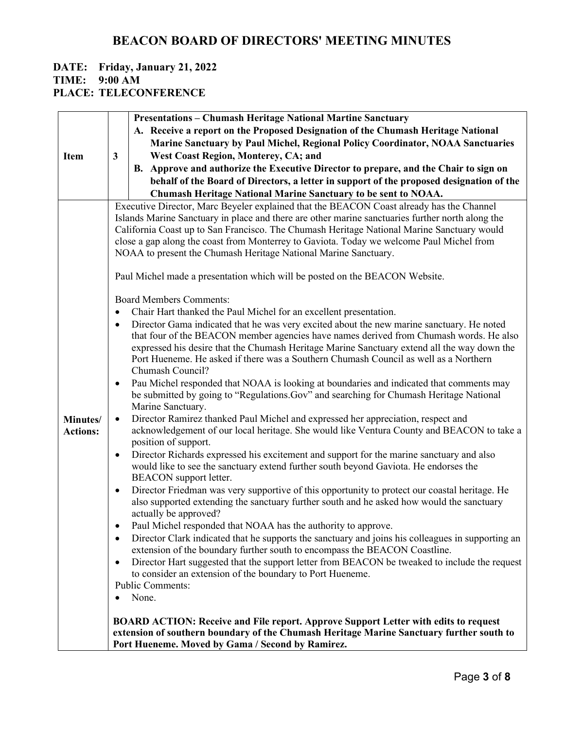# BEACON BOARD OF DIRECTORS' MEETING MINUTES

**DATE: Friday, January 21, 2022**
**TIME: 9:00 AM**
**PLACE: TELECONFERENCE**

| **Item** | **3** | **Presentations – Chumash Heritage National Martine Sanctuary**<br>**A. Receive a report on the Proposed Designation of the Chumash Heritage National Marine Sanctuary by Paul Michel, Regional Policy Coordinator, NOAA Sanctuaries West Coast Region, Monterey, CA; and**<br>**B. Approve and authorize the Executive Director to prepare, and the Chair to sign on behalf of the Board of Directors, a letter in support of the proposed designation of the Chumash Heritage National Marine Sanctuary to be sent to NOAA.** |
|---|---|---|

**Minutes/ Actions:**

Executive Director, Marc Beyeler explained that the BEACON Coast already has the Channel Islands Marine Sanctuary in place and there are other marine sanctuaries further north along the California Coast up to San Francisco. The Chumash Heritage National Marine Sanctuary would close a gap along the coast from Monterrey to Gaviota. Today we welcome Paul Michel from NOAA to present the Chumash Heritage National Marine Sanctuary.

Paul Michel made a presentation which will be posted on the BEACON Website.

Board Members Comments:

- Chair Hart thanked the Paul Michel for an excellent presentation.
- Director Gama indicated that he was very excited about the new marine sanctuary. He noted that four of the BEACON member agencies have names derived from Chumash words. He also expressed his desire that the Chumash Heritage Marine Sanctuary extend all the way down the Port Hueneme. He asked if there was a Southern Chumash Council as well as a Northern Chumash Council?
- Pau Michel responded that NOAA is looking at boundaries and indicated that comments may be submitted by going to "Regulations.Gov" and searching for Chumash Heritage National Marine Sanctuary.
- Director Ramirez thanked Paul Michel and expressed her appreciation, respect and acknowledgement of our local heritage. She would like Ventura County and BEACON to take a position of support.
- Director Richards expressed his excitement and support for the marine sanctuary and also would like to see the sanctuary extend further south beyond Gaviota. He endorses the BEACON support letter.
- Director Friedman was very supportive of this opportunity to protect our coastal heritage. He also supported extending the sanctuary further south and he asked how would the sanctuary actually be approved?
- Paul Michel responded that NOAA has the authority to approve.
- Director Clark indicated that he supports the sanctuary and joins his colleagues in supporting an extension of the boundary further south to encompass the BEACON Coastline.
- Director Hart suggested that the support letter from BEACON be tweaked to include the request to consider an extension of the boundary to Port Hueneme.

Public Comments:

- None.

**BOARD ACTION: Receive and File report. Approve Support Letter with edits to request extension of southern boundary of the Chumash Heritage Marine Sanctuary further south to Port Hueneme. Moved by Gama / Second by Ramirez.**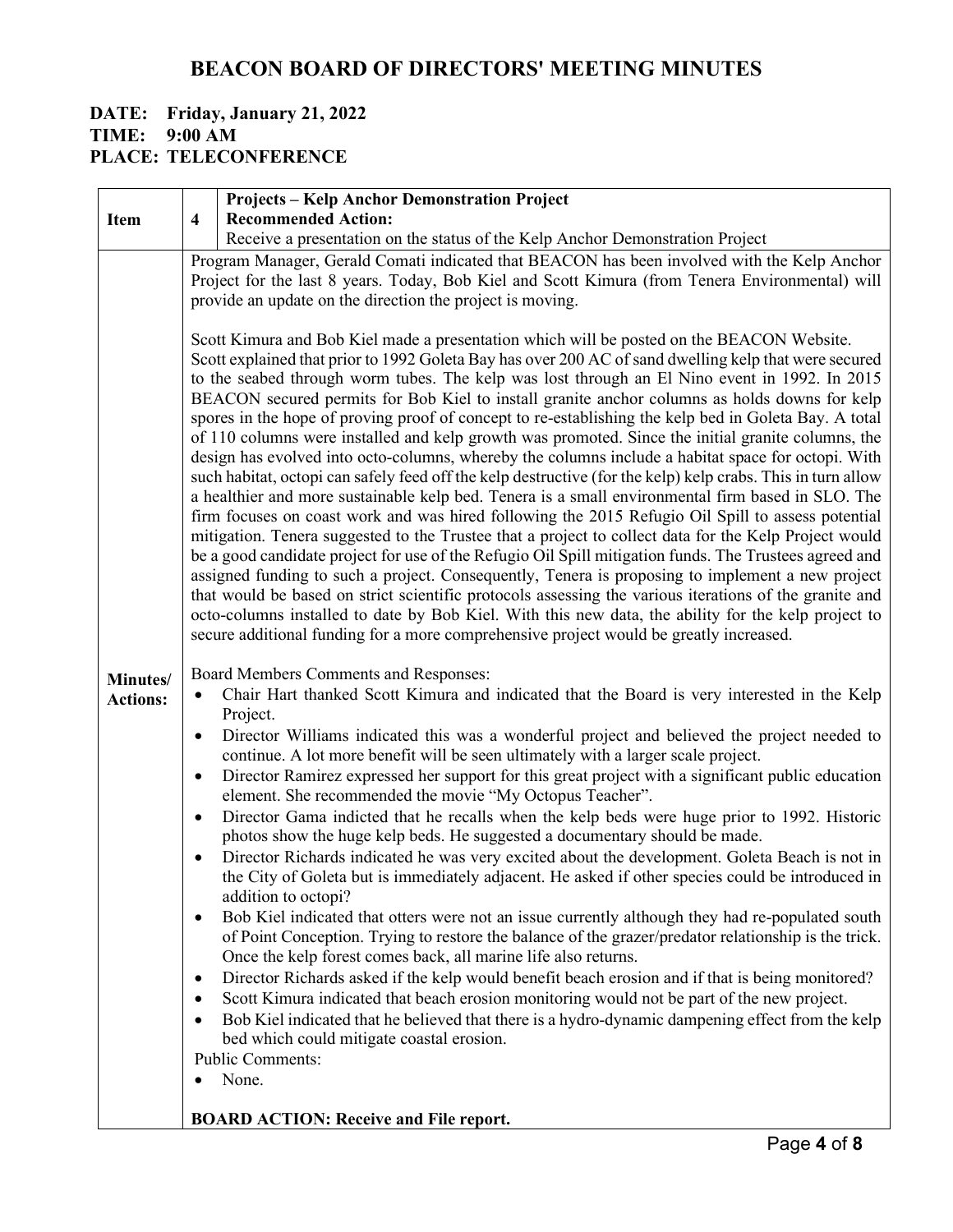# BEACON BOARD OF DIRECTORS' MEETING MINUTES

**DATE: Friday, January 21, 2022**
**TIME: 9:00 AM**
**PLACE: TELECONFERENCE**

| Item | 4 | **Projects – Kelp Anchor Demonstration Project**<br>**Recommended Action:**<br>Receive a presentation on the status of the Kelp Anchor Demonstration Project |
|---|---|---|
| **Minutes/ Actions:** | | Program Manager, Gerald Comati indicated that BEACON has been involved with the Kelp Anchor Project for the last 8 years. Today, Bob Kiel and Scott Kimura (from Tenera Environmental) will provide an update on the direction the project is moving.<br><br>Scott Kimura and Bob Kiel made a presentation which will be posted on the BEACON Website. Scott explained that prior to 1992 Goleta Bay has over 200 AC of sand dwelling kelp that were secured to the seabed through worm tubes. The kelp was lost through an El Nino event in 1992. In 2015 BEACON secured permits for Bob Kiel to install granite anchor columns as holds downs for kelp spores in the hope of proving proof of concept to re-establishing the kelp bed in Goleta Bay. A total of 110 columns were installed and kelp growth was promoted. Since the initial granite columns, the design has evolved into octo-columns, whereby the columns include a habitat space for octopi. With such habitat, octopi can safely feed off the kelp destructive (for the kelp) kelp crabs. This in turn allow a healthier and more sustainable kelp bed. Tenera is a small environmental firm based in SLO. The firm focuses on coast work and was hired following the 2015 Refugio Oil Spill to assess potential mitigation. Tenera suggested to the Trustee that a project to collect data for the Kelp Project would be a good candidate project for use of the Refugio Oil Spill mitigation funds. The Trustees agreed and assigned funding to such a project. Consequently, Tenera is proposing to implement a new project that would be based on strict scientific protocols assessing the various iterations of the granite and octo-columns installed to date by Bob Kiel. With this new data, the ability for the kelp project to secure additional funding for a more comprehensive project would be greatly increased.<br><br>Board Members Comments and Responses:<br>• Chair Hart thanked Scott Kimura and indicated that the Board is very interested in the Kelp Project.<br>• Director Williams indicated this was a wonderful project and believed the project needed to continue. A lot more benefit will be seen ultimately with a larger scale project.<br>• Director Ramirez expressed her support for this great project with a significant public education element. She recommended the movie "My Octopus Teacher".<br>• Director Gama indicted that he recalls when the kelp beds were huge prior to 1992. Historic photos show the huge kelp beds. He suggested a documentary should be made.<br>• Director Richards indicated he was very excited about the development. Goleta Beach is not in the City of Goleta but is immediately adjacent. He asked if other species could be introduced in addition to octopi?<br>• Bob Kiel indicated that otters were not an issue currently although they had re-populated south of Point Conception. Trying to restore the balance of the grazer/predator relationship is the trick. Once the kelp forest comes back, all marine life also returns.<br>• Director Richards asked if the kelp would benefit beach erosion and if that is being monitored?<br>• Scott Kimura indicated that beach erosion monitoring would not be part of the new project.<br>• Bob Kiel indicated that he believed that there is a hydro-dynamic dampening effect from the kelp bed which could mitigate coastal erosion.<br>Public Comments:<br>• None.<br><br>**BOARD ACTION: Receive and File report.** |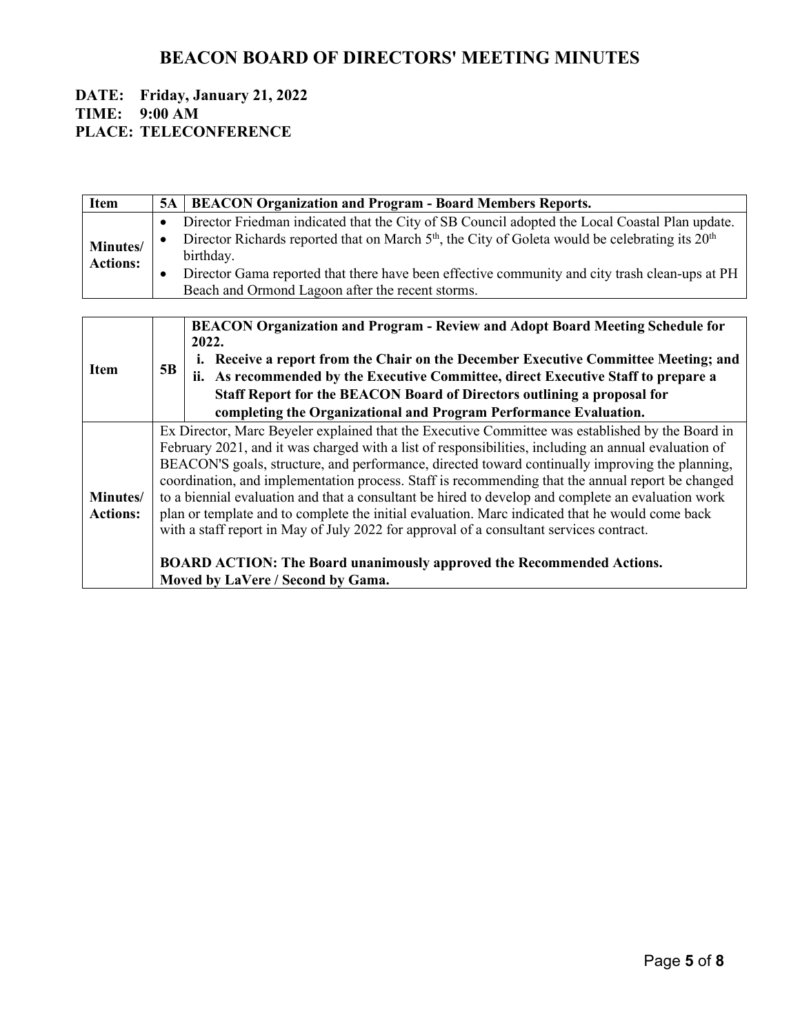# BEACON BOARD OF DIRECTORS' MEETING MINUTES

**DATE: Friday, January 21, 2022**
**TIME: 9:00 AM**
**PLACE: TELECONFERENCE**

| **Item** | **5A** | **BEACON Organization and Program - Board Members Reports.** |
|---|---|---|
| **Minutes/ Actions:** | | • Director Friedman indicated that the City of SB Council adopted the Local Coastal Plan update.<br>• Director Richards reported that on March 5th, the City of Goleta would be celebrating its 20th birthday.<br>• Director Gama reported that there have been effective community and city trash clean-ups at PH Beach and Ormond Lagoon after the recent storms. |

| **Item** | **5B** | **BEACON Organization and Program - Review and Adopt Board Meeting Schedule for 2022.**<br>**i. Receive a report from the Chair on the December Executive Committee Meeting; and**<br>**ii. As recommended by the Executive Committee, direct Executive Staff to prepare a Staff Report for the BEACON Board of Directors outlining a proposal for completing the Organizational and Program Performance Evaluation.** |
|---|---|---|
| **Minutes/ Actions:** | | Ex Director, Marc Beyeler explained that the Executive Committee was established by the Board in February 2021, and it was charged with a list of responsibilities, including an annual evaluation of BEACON'S goals, structure, and performance, directed toward continually improving the planning, coordination, and implementation process. Staff is recommending that the annual report be changed to a biennial evaluation and that a consultant be hired to develop and complete an evaluation work plan or template and to complete the initial evaluation. Marc indicated that he would come back with a staff report in May of July 2022 for approval of a consultant services contract.<br><br>**BOARD ACTION: The Board unanimously approved the Recommended Actions. Moved by LaVere / Second by Gama.** |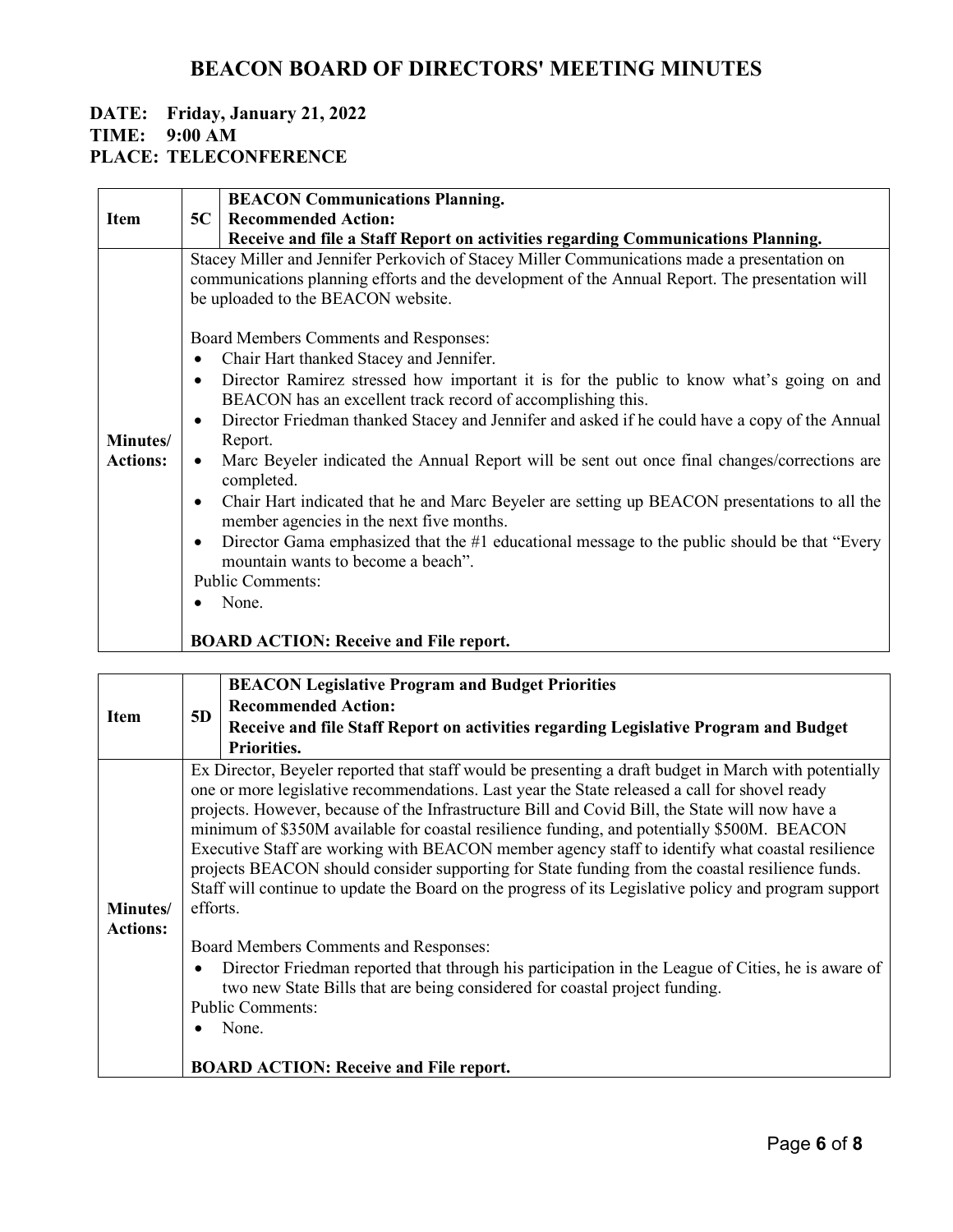# BEACON BOARD OF DIRECTORS' MEETING MINUTES

**DATE: Friday, January 21, 2022**
**TIME: 9:00 AM**
**PLACE: TELECONFERENCE**

| Item | 5C | **BEACON Communications Planning.**<br>**Recommended Action:**<br>**Receive and file a Staff Report on activities regarding Communications Planning.** |
|---|---|---|
| Minutes/ Actions: | | Stacey Miller and Jennifer Perkovich of Stacey Miller Communications made a presentation on communications planning efforts and the development of the Annual Report. The presentation will be uploaded to the BEACON website.<br><br>Board Members Comments and Responses:<br>• Chair Hart thanked Stacey and Jennifer.<br>• Director Ramirez stressed how important it is for the public to know what's going on and BEACON has an excellent track record of accomplishing this.<br>• Director Friedman thanked Stacey and Jennifer and asked if he could have a copy of the Annual Report.<br>• Marc Beyeler indicated the Annual Report will be sent out once final changes/corrections are completed.<br>• Chair Hart indicated that he and Marc Beyeler are setting up BEACON presentations to all the member agencies in the next five months.<br>• Director Gama emphasized that the #1 educational message to the public should be that "Every mountain wants to become a beach".<br>Public Comments:<br>• None.<br><br>**BOARD ACTION: Receive and File report.** |

| Item | 5D | **BEACON Legislative Program and Budget Priorities**<br>**Recommended Action:**<br>**Receive and file Staff Report on activities regarding Legislative Program and Budget Priorities.** |
|---|---|---|
| Minutes/ Actions: | | Ex Director, Beyeler reported that staff would be presenting a draft budget in March with potentially one or more legislative recommendations. Last year the State released a call for shovel ready projects. However, because of the Infrastructure Bill and Covid Bill, the State will now have a minimum of \$350M available for coastal resilience funding, and potentially \$500M. BEACON Executive Staff are working with BEACON member agency staff to identify what coastal resilience projects BEACON should consider supporting for State funding from the coastal resilience funds. Staff will continue to update the Board on the progress of its Legislative policy and program support efforts.<br><br>Board Members Comments and Responses:<br>• Director Friedman reported that through his participation in the League of Cities, he is aware of two new State Bills that are being considered for coastal project funding.<br>Public Comments:<br>• None.<br><br>**BOARD ACTION: Receive and File report.** |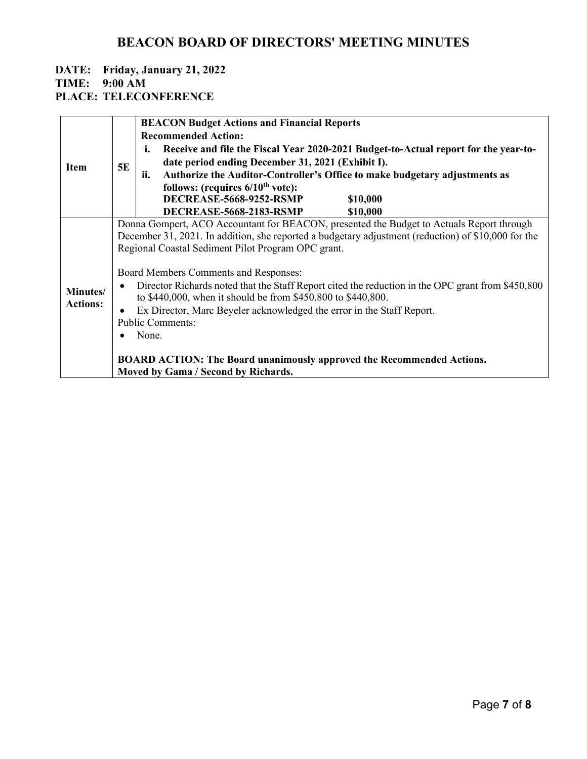# BEACON BOARD OF DIRECTORS' MEETING MINUTES

**DATE: Friday, January 21, 2022**
**TIME: 9:00 AM**
**PLACE: TELECONFERENCE**

| | | |
|---|---|---|
| **Item** | **5E** | **BEACON Budget Actions and Financial Reports**<br>**Recommended Action:**<br>**i. Receive and file the Fiscal Year 2020-2021 Budget-to-Actual report for the year-to-date period ending December 31, 2021 (Exhibit I).**<br>**ii. Authorize the Auditor-Controller's Office to make budgetary adjustments as follows: (requires 6/10th vote):**<br>**DECREASE-5668-9252-RSMP $10,000**<br>**DECREASE-5668-2183-RSMP $10,000** |
| **Minutes/ Actions:** | | Donna Gompert, ACO Accountant for BEACON, presented the Budget to Actuals Report through December 31, 2021. In addition, she reported a budgetary adjustment (reduction) of $10,000 for the Regional Coastal Sediment Pilot Program OPC grant.<br><br>Board Members Comments and Responses:<br>• Director Richards noted that the Staff Report cited the reduction in the OPC grant from $450,800 to $440,000, when it should be from $450,800 to $440,800.<br>• Ex Director, Marc Beyeler acknowledged the error in the Staff Report.<br>Public Comments:<br>• None.<br><br>**BOARD ACTION: The Board unanimously approved the Recommended Actions.**<br>**Moved by Gama / Second by Richards.** |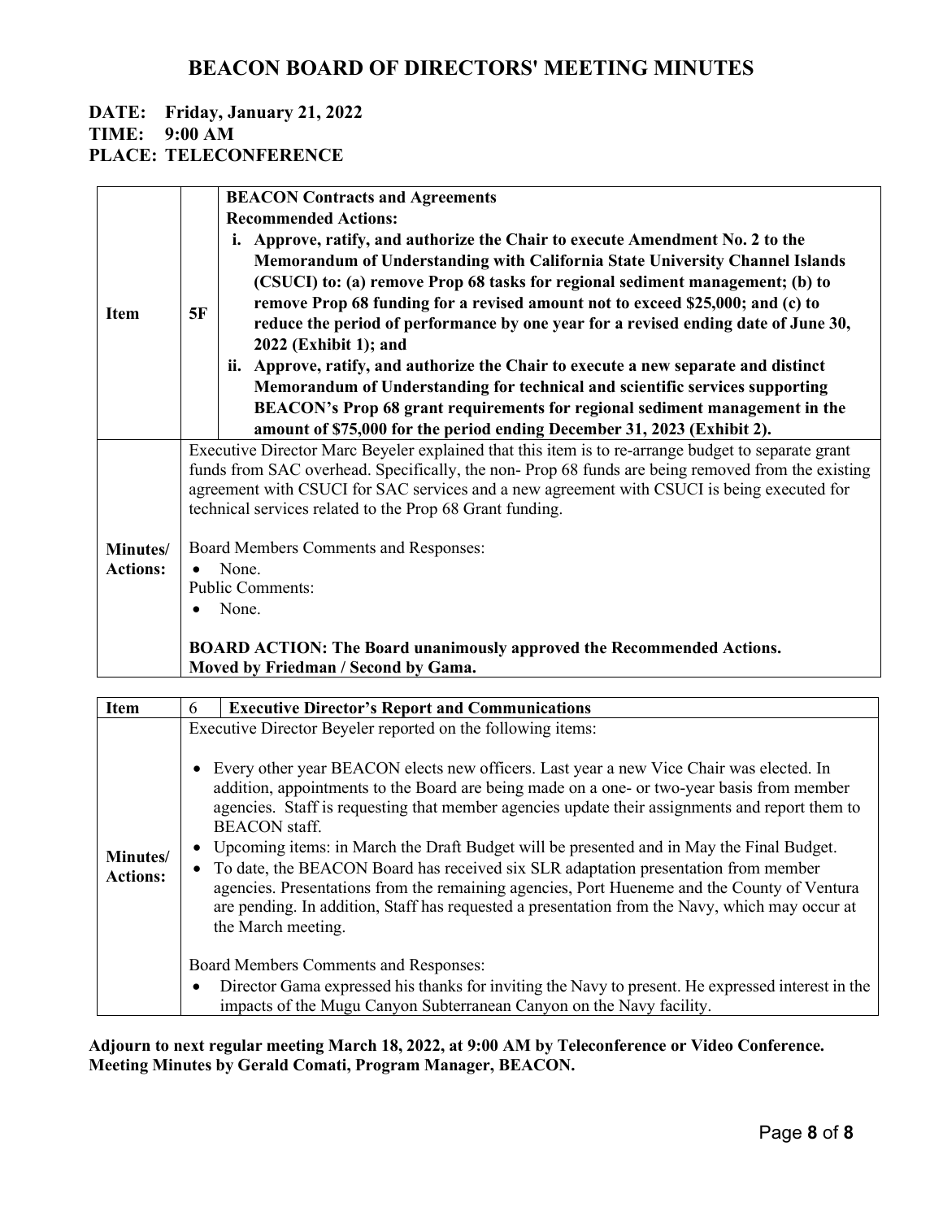# BEACON BOARD OF DIRECTORS' MEETING MINUTES

**DATE: Friday, January 21, 2022**
**TIME: 9:00 AM**
**PLACE: TELECONFERENCE**

| | | |
|---|---|---|
| **Item** | **5F** | **BEACON Contracts and Agreements**<br>**Recommended Actions:**<br>**i. Approve, ratify, and authorize the Chair to execute Amendment No. 2 to the Memorandum of Understanding with California State University Channel Islands (CSUCI) to: (a) remove Prop 68 tasks for regional sediment management; (b) to remove Prop 68 funding for a revised amount not to exceed $25,000; and (c) to reduce the period of performance by one year for a revised ending date of June 30, 2022 (Exhibit 1); and**<br>**ii. Approve, ratify, and authorize the Chair to execute a new separate and distinct Memorandum of Understanding for technical and scientific services supporting BEACON's Prop 68 grant requirements for regional sediment management in the amount of $75,000 for the period ending December 31, 2023 (Exhibit 2).** |
| **Minutes/ Actions:** | | Executive Director Marc Beyeler explained that this item is to re-arrange budget to separate grant funds from SAC overhead. Specifically, the non- Prop 68 funds are being removed from the existing agreement with CSUCI for SAC services and a new agreement with CSUCI is being executed for technical services related to the Prop 68 Grant funding.<br><br>Board Members Comments and Responses:<br>• None.<br>Public Comments:<br>• None.<br><br>**BOARD ACTION: The Board unanimously approved the Recommended Actions. Moved by Friedman / Second by Gama.** |

| | | |
|---|---|---|
| **Item** | 6 | **Executive Director's Report and Communications** |
| **Minutes/ Actions:** | | Executive Director Beyeler reported on the following items:<br><br>• Every other year BEACON elects new officers. Last year a new Vice Chair was elected. In addition, appointments to the Board are being made on a one- or two-year basis from member agencies. Staff is requesting that member agencies update their assignments and report them to BEACON staff.<br>• Upcoming items: in March the Draft Budget will be presented and in May the Final Budget.<br>• To date, the BEACON Board has received six SLR adaptation presentation from member agencies. Presentations from the remaining agencies, Port Hueneme and the County of Ventura are pending. In addition, Staff has requested a presentation from the Navy, which may occur at the March meeting.<br><br>Board Members Comments and Responses:<br>• Director Gama expressed his thanks for inviting the Navy to present. He expressed interest in the impacts of the Mugu Canyon Subterranean Canyon on the Navy facility. |

**Adjourn to next regular meeting March 18, 2022, at 9:00 AM by Teleconference or Video Conference.**
**Meeting Minutes by Gerald Comati, Program Manager, BEACON.**